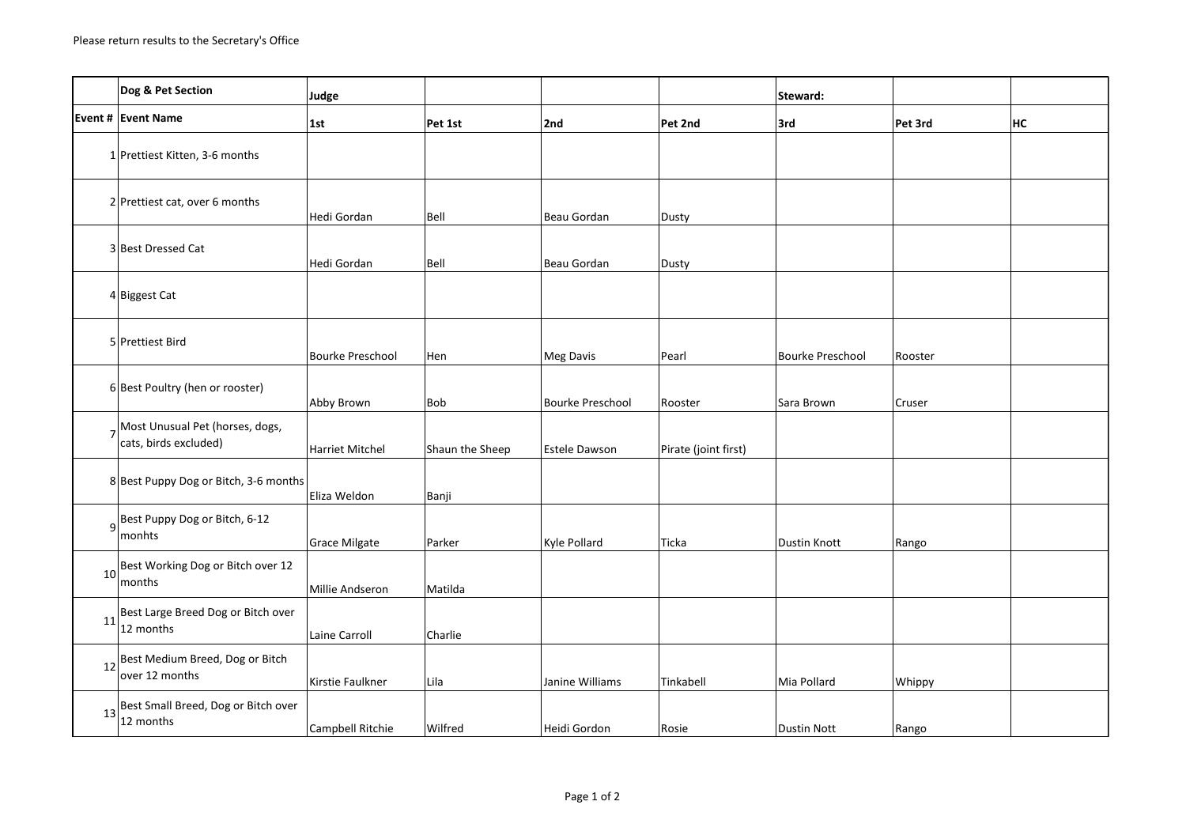Please return results to the Secretary's Office

| | Dog & Pet Section | Judge | | | | Steward: | | |
|---|---|---|---|---|---|---|---|---|
| Event # | Event Name | 1st | Pet 1st | 2nd | Pet 2nd | 3rd | Pet 3rd | HC |
| 1 | Prettiest Kitten, 3-6 months | | | | | | | |
| 2 | Prettiest cat, over 6 months | Hedi Gordan | Bell | Beau Gordan | Dusty | | | |
| 3 | Best Dressed Cat | Hedi Gordan | Bell | Beau Gordan | Dusty | | | |
| 4 | Biggest Cat | | | | | | | |
| 5 | Prettiest Bird | Bourke Preschool | Hen | Meg Davis | Pearl | Bourke Preschool | Rooster | |
| 6 | Best Poultry (hen or rooster) | Abby Brown | Bob | Bourke Preschool | Rooster | Sara Brown | Cruser | |
| 7 | Most Unusual Pet (horses, dogs, cats, birds excluded) | Harriet Mitchel | Shaun the Sheep | Estele Dawson | Pirate (joint first) | | | |
| 8 | Best Puppy Dog or Bitch, 3-6 months | Eliza Weldon | Banji | | | | | |
| 9 | Best Puppy Dog or Bitch, 6-12 monhts | Grace Milgate | Parker | Kyle Pollard | Ticka | Dustin Knott | Rango | |
| 10 | Best Working Dog or Bitch over 12 months | Millie Andseron | Matilda | | | | | |
| 11 | Best Large Breed Dog or Bitch over 12 months | Laine Carroll | Charlie | | | | | |
| 12 | Best Medium Breed, Dog or Bitch over 12 months | Kirstie Faulkner | Lila | Janine Williams | Tinkabell | Mia Pollard | Whippy | |
| 13 | Best Small Breed, Dog or Bitch over 12 months | Campbell Ritchie | Wilfred | Heidi Gordon | Rosie | Dustin Nott | Rango | |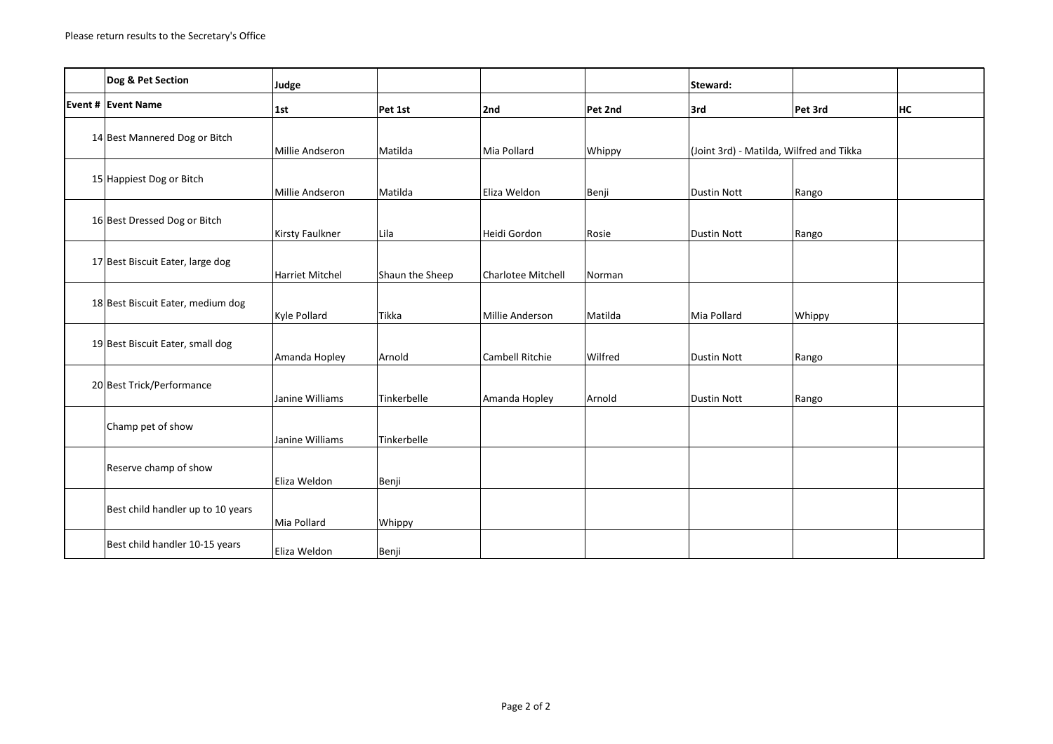Please return results to the Secretary's Office

| | Dog & Pet Section | Judge | | | | Steward: | | |
|---|---|---|---|---|---|---|---|---|
| **Event #** | **Event Name** | **1st** | **Pet 1st** | **2nd** | **Pet 2nd** | **3rd** | **Pet 3rd** | **HC** |
| 14 | Best Mannered Dog or Bitch | Millie Andseron | Matilda | Mia Pollard | Whippy | (Joint 3rd) - Matilda, Wilfred and Tikka | | |
| 15 | Happiest Dog or Bitch | Millie Andseron | Matilda | Eliza Weldon | Benji | Dustin Nott | Rango | |
| 16 | Best Dressed Dog or Bitch | Kirsty Faulkner | Lila | Heidi Gordon | Rosie | Dustin Nott | Rango | |
| 17 | Best Biscuit Eater, large dog | Harriet Mitchel | Shaun the Sheep | Charlotee Mitchell | Norman | | | |
| 18 | Best Biscuit Eater, medium dog | Kyle Pollard | Tikka | Millie Anderson | Matilda | Mia Pollard | Whippy | |
| 19 | Best Biscuit Eater, small dog | Amanda Hopley | Arnold | Cambell Ritchie | Wilfred | Dustin Nott | Rango | |
| 20 | Best Trick/Performance | Janine Williams | Tinkerbelle | Amanda Hopley | Arnold | Dustin Nott | Rango | |
| | Champ pet of show | Janine Williams | Tinkerbelle | | | | | |
| | Reserve champ of show | Eliza Weldon | Benji | | | | | |
| | Best child handler up to 10 years | Mia Pollard | Whippy | | | | | |
| | Best child handler 10-15 years | Eliza Weldon | Benji | | | | | |